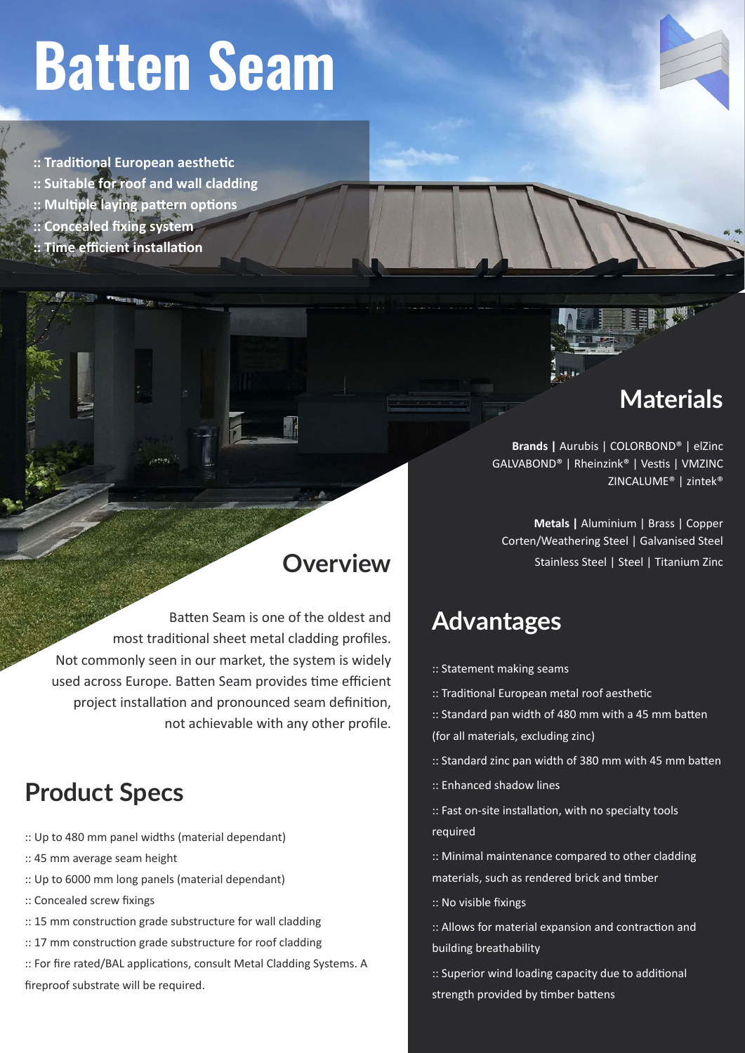# Batten Seam

:: Traditional European aesthetic
:: Suitable for roof and wall cladding
:: Multiple laying pattern options
:: Concealed fixing system
:: Time efficient installation

## Overview

Batten Seam is one of the oldest and most traditional sheet metal cladding profiles. Not commonly seen in our market, the system is widely used across Europe. Batten Seam provides time efficient project installation and pronounced seam definition, not achievable with any other profile.

## Product Specs

:: Up to 480 mm panel widths (material dependant)
:: 45 mm average seam height
:: Up to 6000 mm long panels (material dependant)
:: Concealed screw fixings
:: 15 mm construction grade substructure for wall cladding
:: 17 mm construction grade substructure for roof cladding
:: For fire rated/BAL applications, consult Metal Cladding Systems. A fireproof substrate will be required.

## Materials

**Brands |** Aurubis | COLORBOND® | elZinc GALVABOND® | Rheinzink® | Vestis | VMZINC ZINCALUME® | zintek®

**Metals |** Aluminium | Brass | Copper Corten/Weathering Steel | Galvanised Steel Stainless Steel | Steel | Titanium Zinc

## Advantages

:: Statement making seams
:: Traditional European metal roof aesthetic
:: Standard pan width of 480 mm with a 45 mm batten (for all materials, excluding zinc)
:: Standard zinc pan width of 380 mm with 45 mm batten
:: Enhanced shadow lines
:: Fast on-site installation, with no specialty tools required
:: Minimal maintenance compared to other cladding materials, such as rendered brick and timber
:: No visible fixings
:: Allows for material expansion and contraction and building breathability
:: Superior wind loading capacity due to additional strength provided by timber battens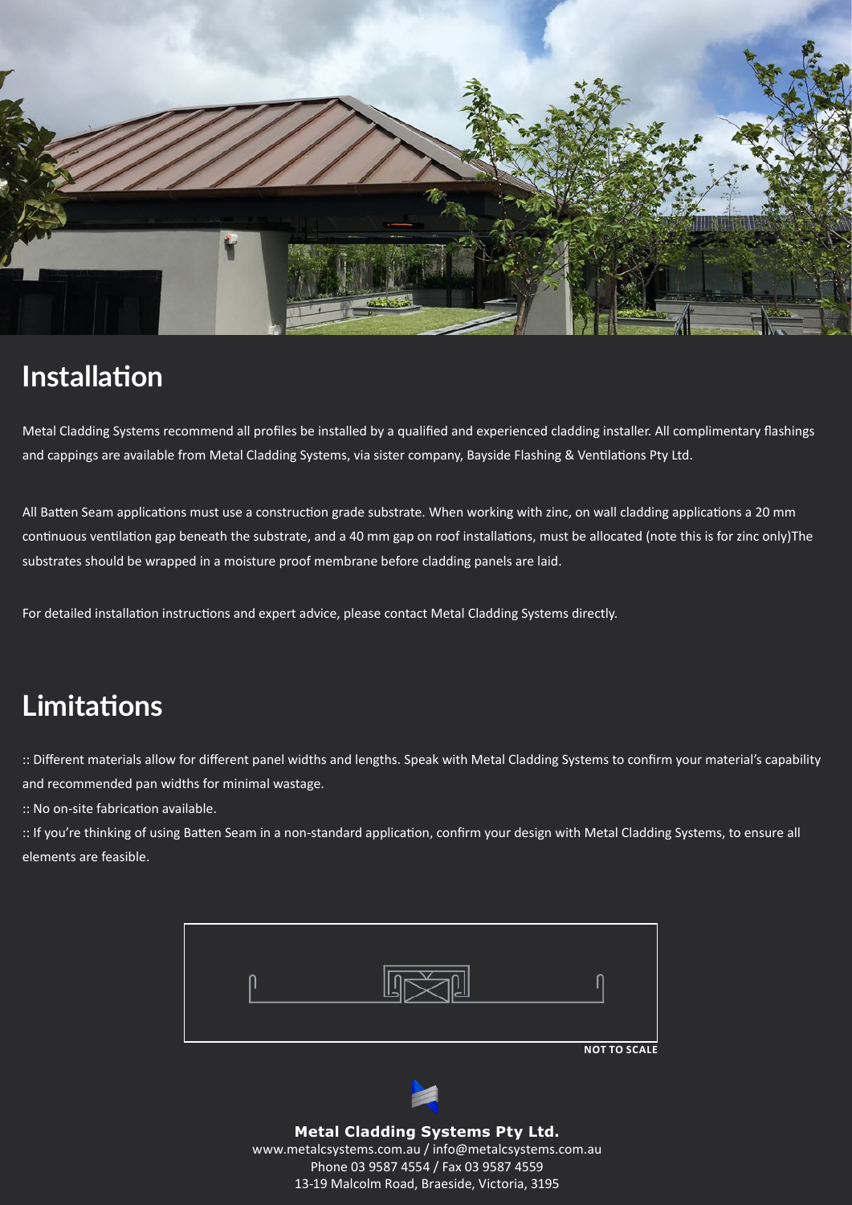## Installation

Metal Cladding Systems recommend all profiles be installed by a qualified and experienced cladding installer. All complimentary flashings and cappings are available from Metal Cladding Systems, via sister company, Bayside Flashing & Ventilations Pty Ltd.

All Batten Seam applications must use a construction grade substrate. When working with zinc, on wall cladding applications a 20 mm continuous ventilation gap beneath the substrate, and a 40 mm gap on roof installations, must be allocated (note this is for zinc only)The substrates should be wrapped in a moisture proof membrane before cladding panels are laid.

For detailed installation instructions and expert advice, please contact Metal Cladding Systems directly.

## Limitations

:: Different materials allow for different panel widths and lengths. Speak with Metal Cladding Systems to confirm your material's capability and recommended pan widths for minimal wastage.

:: No on-site fabrication available.

:: If you're thinking of using Batten Seam in a non-standard application, confirm your design with Metal Cladding Systems, to ensure all elements are feasible.

NOT TO SCALE

**Metal Cladding Systems Pty Ltd.**
www.metalcsystems.com.au / info@metalcsystems.com.au
Phone 03 9587 4554 / Fax 03 9587 4559
13-19 Malcolm Road, Braeside, Victoria, 3195